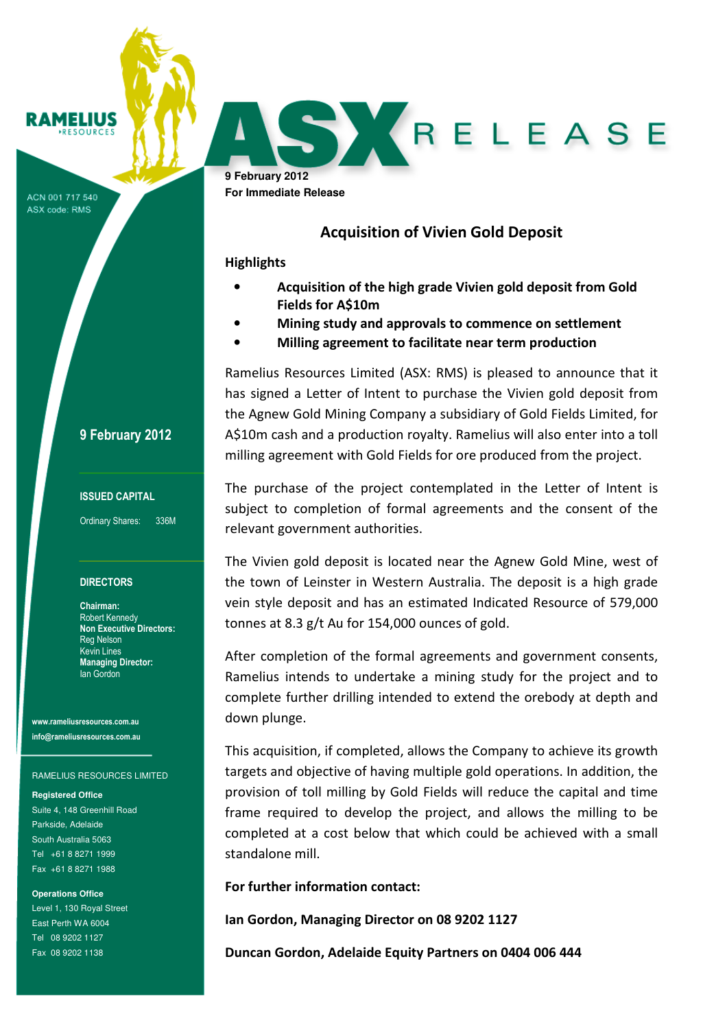RAMELIUS RESOURCES

ACN 001 717 540
ASX code: RMS

# ASX RELEASE

**9 February 2012**
**For Immediate Release**

## Acquisition of Vivien Gold Deposit

**Highlights**

- **Acquisition of the high grade Vivien gold deposit from Gold Fields for A$10m**
- **Mining study and approvals to commence on settlement**
- **Milling agreement to facilitate near term production**

Ramelius Resources Limited (ASX: RMS) is pleased to announce that it has signed a Letter of Intent to purchase the Vivien gold deposit from the Agnew Gold Mining Company a subsidiary of Gold Fields Limited, for A$10m cash and a production royalty. Ramelius will also enter into a toll milling agreement with Gold Fields for ore produced from the project.

The purchase of the project contemplated in the Letter of Intent is subject to completion of formal agreements and the consent of the relevant government authorities.

The Vivien gold deposit is located near the Agnew Gold Mine, west of the town of Leinster in Western Australia. The deposit is a high grade vein style deposit and has an estimated Indicated Resource of 579,000 tonnes at 8.3 g/t Au for 154,000 ounces of gold.

After completion of the formal agreements and government consents, Ramelius intends to undertake a mining study for the project and to complete further drilling intended to extend the orebody at depth and down plunge.

This acquisition, if completed, allows the Company to achieve its growth targets and objective of having multiple gold operations. In addition, the provision of toll milling by Gold Fields will reduce the capital and time frame required to develop the project, and allows the milling to be completed at a cost below that which could be achieved with a small standalone mill.

**For further information contact:**

**Ian Gordon, Managing Director on 08 9202 1127**

**Duncan Gordon, Adelaide Equity Partners on 0404 006 444**

---

**9 February 2012**

**ISSUED CAPITAL**

Ordinary Shares: 336M

**DIRECTORS**

**Chairman:**
Robert Kennedy
**Non Executive Directors:**
Reg Nelson
Kevin Lines
**Managing Director:**
Ian Gordon

www.rameliusresources.com.au
info@rameliusresources.com.au

RAMELIUS RESOURCES LIMITED

**Registered Office**
Suite 4, 148 Greenhill Road
Parkside, Adelaide
South Australia 5063
Tel +61 8 8271 1999
Fax +61 8 8271 1988

**Operations Office**
Level 1, 130 Royal Street
East Perth WA 6004
Tel 08 9202 1127
Fax 08 9202 1138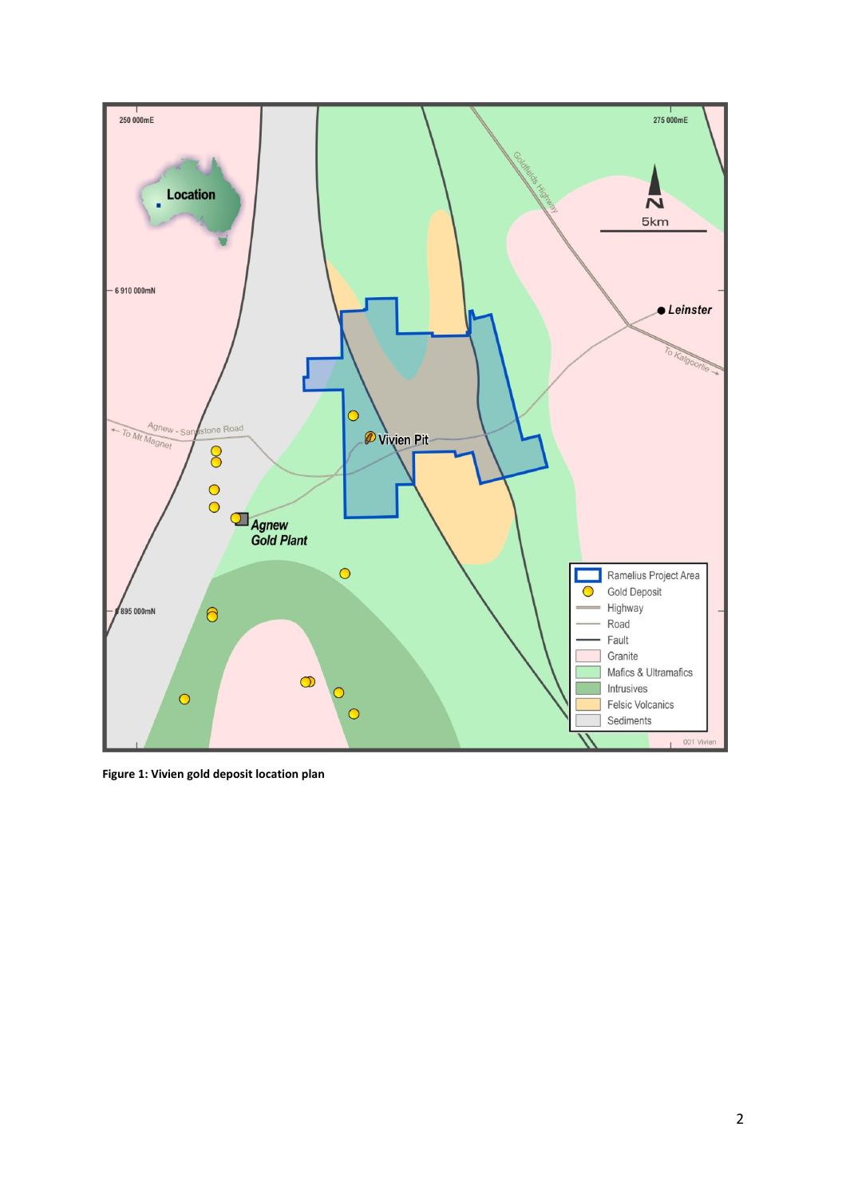Figure 1: Vivien gold deposit location plan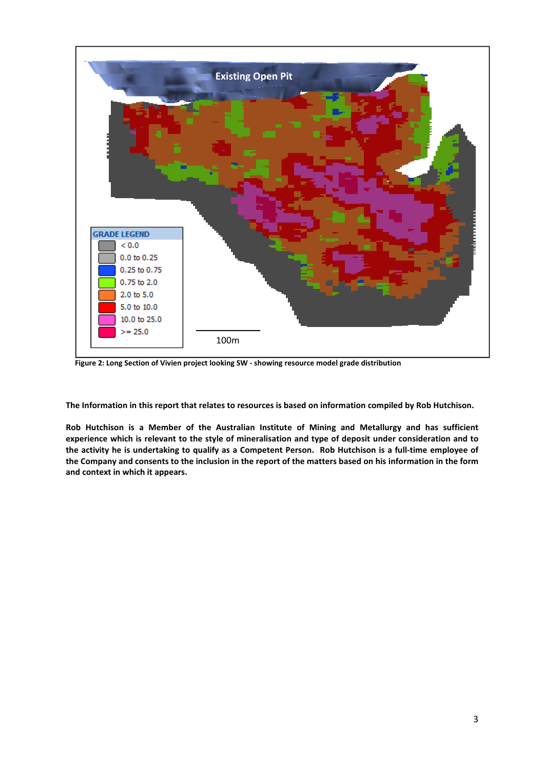Existing Open Pit

GRADE LEGEND

< 0.0

0.0 to 0.25

0.25 to 0.75

0.75 to 2.0

2.0 to 5.0

5.0 to 10.0

10.0 to 25.0

>= 25.0

100m

**Figure 2: Long Section of Vivien project looking SW - showing resource model grade distribution**

**The Information in this report that relates to resources is based on information compiled by Rob Hutchison.**

**Rob Hutchison is a Member of the Australian Institute of Mining and Metallurgy and has sufficient experience which is relevant to the style of mineralisation and type of deposit under consideration and to the activity he is undertaking to qualify as a Competent Person. Rob Hutchison is a full-time employee of the Company and consents to the inclusion in the report of the matters based on his information in the form and context in which it appears.**